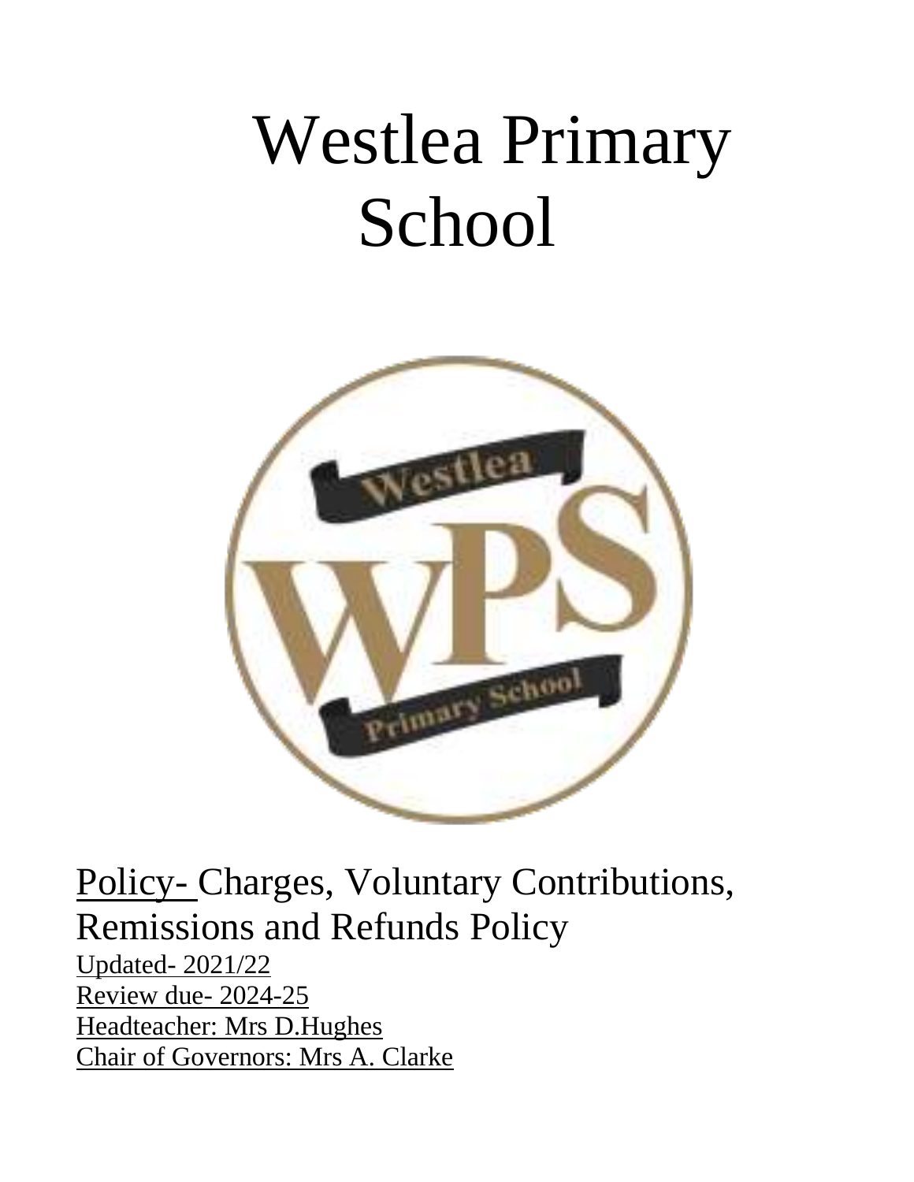# Westlea Primary School

Policy- Charges, Voluntary Contributions, Remissions and Refunds Policy

Updated- 2021/22

Review due- 2024-25

Headteacher: Mrs D.Hughes

Chair of Governors: Mrs A. Clarke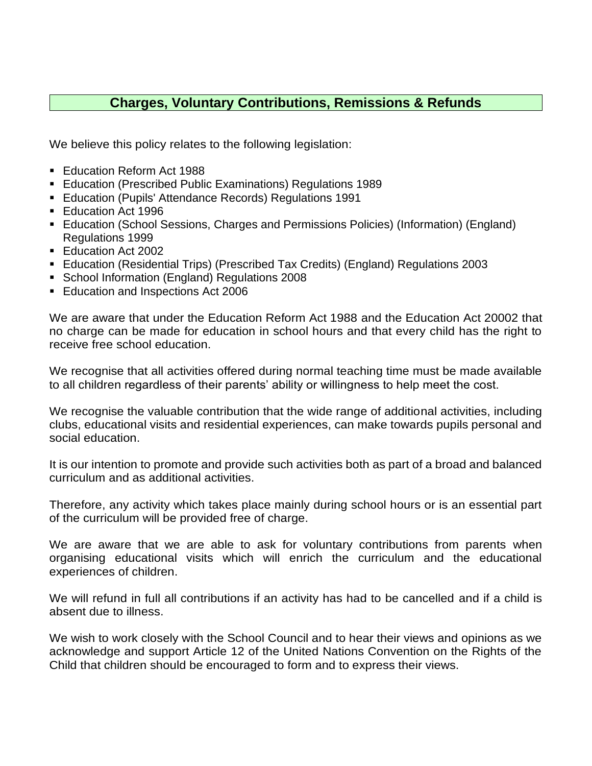## Charges, Voluntary Contributions, Remissions & Refunds

We believe this policy relates to the following legislation:

- Education Reform Act 1988
- Education (Prescribed Public Examinations) Regulations 1989
- Education (Pupils' Attendance Records) Regulations 1991
- Education Act 1996
- Education (School Sessions, Charges and Permissions Policies) (Information) (England) Regulations 1999
- Education Act 2002
- Education (Residential Trips) (Prescribed Tax Credits) (England) Regulations 2003
- School Information (England) Regulations 2008
- Education and Inspections Act 2006

We are aware that under the Education Reform Act 1988 and the Education Act 20002 that no charge can be made for education in school hours and that every child has the right to receive free school education.

We recognise that all activities offered during normal teaching time must be made available to all children regardless of their parents' ability or willingness to help meet the cost.

We recognise the valuable contribution that the wide range of additional activities, including clubs, educational visits and residential experiences, can make towards pupils personal and social education.

It is our intention to promote and provide such activities both as part of a broad and balanced curriculum and as additional activities.

Therefore, any activity which takes place mainly during school hours or is an essential part of the curriculum will be provided free of charge.

We are aware that we are able to ask for voluntary contributions from parents when organising educational visits which will enrich the curriculum and the educational experiences of children.

We will refund in full all contributions if an activity has had to be cancelled and if a child is absent due to illness.

We wish to work closely with the School Council and to hear their views and opinions as we acknowledge and support Article 12 of the United Nations Convention on the Rights of the Child that children should be encouraged to form and to express their views.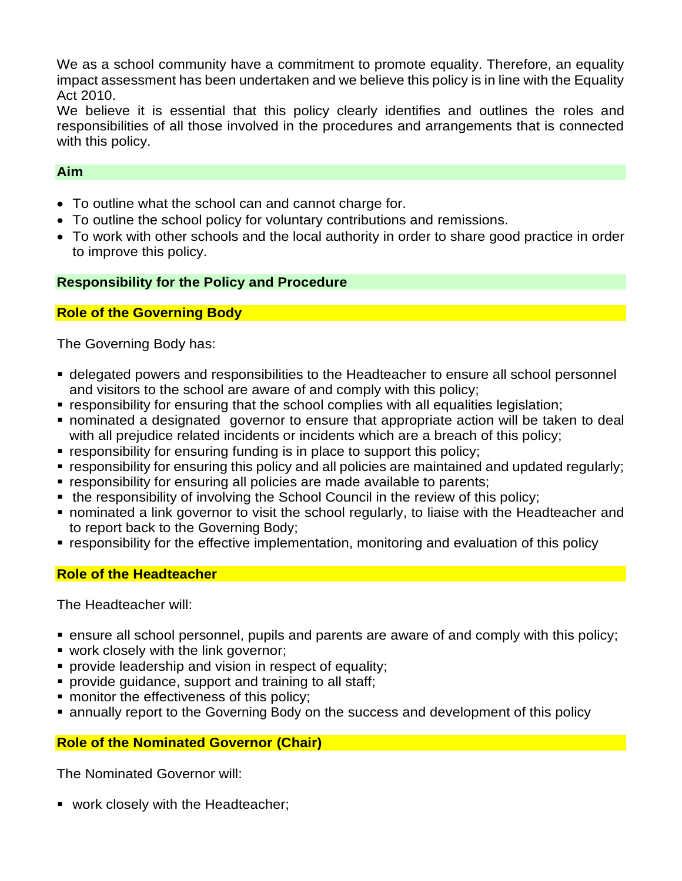We as a school community have a commitment to promote equality. Therefore, an equality impact assessment has been undertaken and we believe this policy is in line with the Equality Act 2010.

We believe it is essential that this policy clearly identifies and outlines the roles and responsibilities of all those involved in the procedures and arrangements that is connected with this policy.

## Aim

- To outline what the school can and cannot charge for.
- To outline the school policy for voluntary contributions and remissions.
- To work with other schools and the local authority in order to share good practice in order to improve this policy.

## Responsibility for the Policy and Procedure

### Role of the Governing Body

The Governing Body has:

- delegated powers and responsibilities to the Headteacher to ensure all school personnel and visitors to the school are aware of and comply with this policy;
- responsibility for ensuring that the school complies with all equalities legislation;
- nominated a designated governor to ensure that appropriate action will be taken to deal with all prejudice related incidents or incidents which are a breach of this policy;
- responsibility for ensuring funding is in place to support this policy;
- responsibility for ensuring this policy and all policies are maintained and updated regularly;
- responsibility for ensuring all policies are made available to parents;
- the responsibility of involving the School Council in the review of this policy;
- nominated a link governor to visit the school regularly, to liaise with the Headteacher and to report back to the Governing Body;
- responsibility for the effective implementation, monitoring and evaluation of this policy

### Role of the Headteacher

The Headteacher will:

- ensure all school personnel, pupils and parents are aware of and comply with this policy;
- work closely with the link governor;
- provide leadership and vision in respect of equality;
- provide guidance, support and training to all staff;
- monitor the effectiveness of this policy;
- annually report to the Governing Body on the success and development of this policy

### Role of the Nominated Governor (Chair)

The Nominated Governor will:

- work closely with the Headteacher;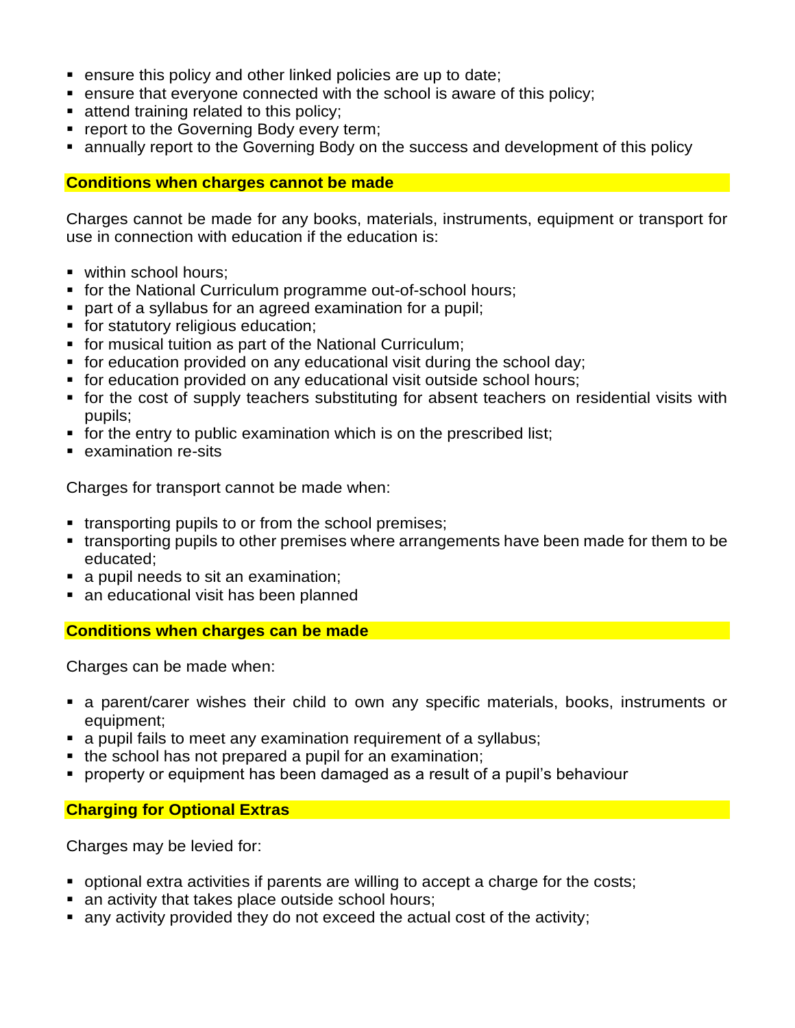- ensure this policy and other linked policies are up to date;
- ensure that everyone connected with the school is aware of this policy;
- attend training related to this policy;
- report to the Governing Body every term;
- annually report to the Governing Body on the success and development of this policy

## Conditions when charges cannot be made

Charges cannot be made for any books, materials, instruments, equipment or transport for use in connection with education if the education is:

- within school hours;
- for the National Curriculum programme out-of-school hours;
- part of a syllabus for an agreed examination for a pupil;
- for statutory religious education;
- for musical tuition as part of the National Curriculum;
- for education provided on any educational visit during the school day;
- for education provided on any educational visit outside school hours;
- for the cost of supply teachers substituting for absent teachers on residential visits with pupils;
- for the entry to public examination which is on the prescribed list;
- examination re-sits

Charges for transport cannot be made when:

- transporting pupils to or from the school premises;
- transporting pupils to other premises where arrangements have been made for them to be educated;
- a pupil needs to sit an examination;
- an educational visit has been planned

## Conditions when charges can be made

Charges can be made when:

- a parent/carer wishes their child to own any specific materials, books, instruments or equipment;
- a pupil fails to meet any examination requirement of a syllabus;
- the school has not prepared a pupil for an examination;
- property or equipment has been damaged as a result of a pupil's behaviour

## Charging for Optional Extras

Charges may be levied for:

- optional extra activities if parents are willing to accept a charge for the costs;
- an activity that takes place outside school hours;
- any activity provided they do not exceed the actual cost of the activity;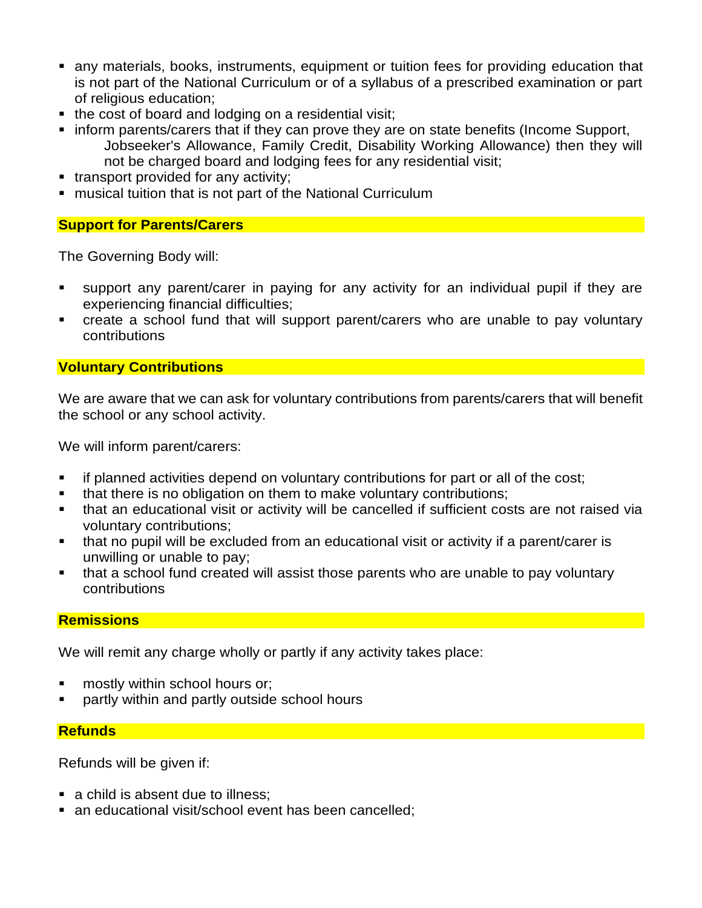- any materials, books, instruments, equipment or tuition fees for providing education that is not part of the National Curriculum or of a syllabus of a prescribed examination or part of religious education;
- the cost of board and lodging on a residential visit;
- inform parents/carers that if they can prove they are on state benefits (Income Support, Jobseeker's Allowance, Family Credit, Disability Working Allowance) then they will not be charged board and lodging fees for any residential visit;
- transport provided for any activity;
- musical tuition that is not part of the National Curriculum

## Support for Parents/Carers

The Governing Body will:

- support any parent/carer in paying for any activity for an individual pupil if they are experiencing financial difficulties;
- create a school fund that will support parent/carers who are unable to pay voluntary contributions

## Voluntary Contributions

We are aware that we can ask for voluntary contributions from parents/carers that will benefit the school or any school activity.

We will inform parent/carers:

- if planned activities depend on voluntary contributions for part or all of the cost;
- that there is no obligation on them to make voluntary contributions;
- that an educational visit or activity will be cancelled if sufficient costs are not raised via voluntary contributions;
- that no pupil will be excluded from an educational visit or activity if a parent/carer is unwilling or unable to pay;
- that a school fund created will assist those parents who are unable to pay voluntary contributions

## Remissions

We will remit any charge wholly or partly if any activity takes place:

- mostly within school hours or;
- partly within and partly outside school hours

## Refunds

Refunds will be given if:

- a child is absent due to illness;
- an educational visit/school event has been cancelled;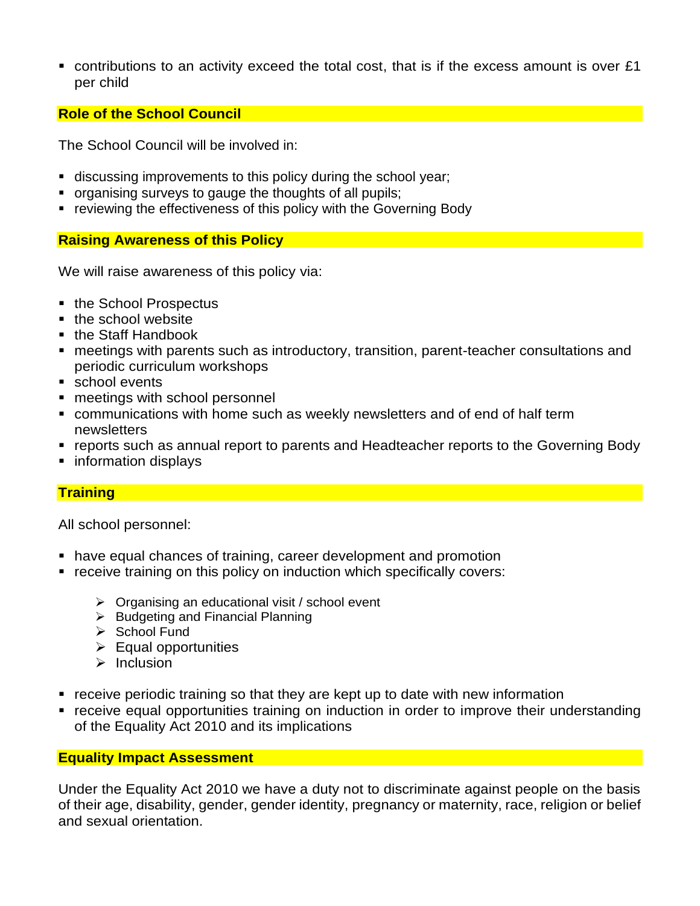- contributions to an activity exceed the total cost, that is if the excess amount is over £1 per child

## Role of the School Council

The School Council will be involved in:

- discussing improvements to this policy during the school year;
- organising surveys to gauge the thoughts of all pupils;
- reviewing the effectiveness of this policy with the Governing Body

## Raising Awareness of this Policy

We will raise awareness of this policy via:

- the School Prospectus
- the school website
- the Staff Handbook
- meetings with parents such as introductory, transition, parent-teacher consultations and periodic curriculum workshops
- school events
- meetings with school personnel
- communications with home such as weekly newsletters and of end of half term newsletters
- reports such as annual report to parents and Headteacher reports to the Governing Body
- information displays

## Training

All school personnel:

- have equal chances of training, career development and promotion
- receive training on this policy on induction which specifically covers:
  - Organising an educational visit / school event
  - Budgeting and Financial Planning
  - School Fund
  - Equal opportunities
  - Inclusion
- receive periodic training so that they are kept up to date with new information
- receive equal opportunities training on induction in order to improve their understanding of the Equality Act 2010 and its implications

## Equality Impact Assessment

Under the Equality Act 2010 we have a duty not to discriminate against people on the basis of their age, disability, gender, gender identity, pregnancy or maternity, race, religion or belief and sexual orientation.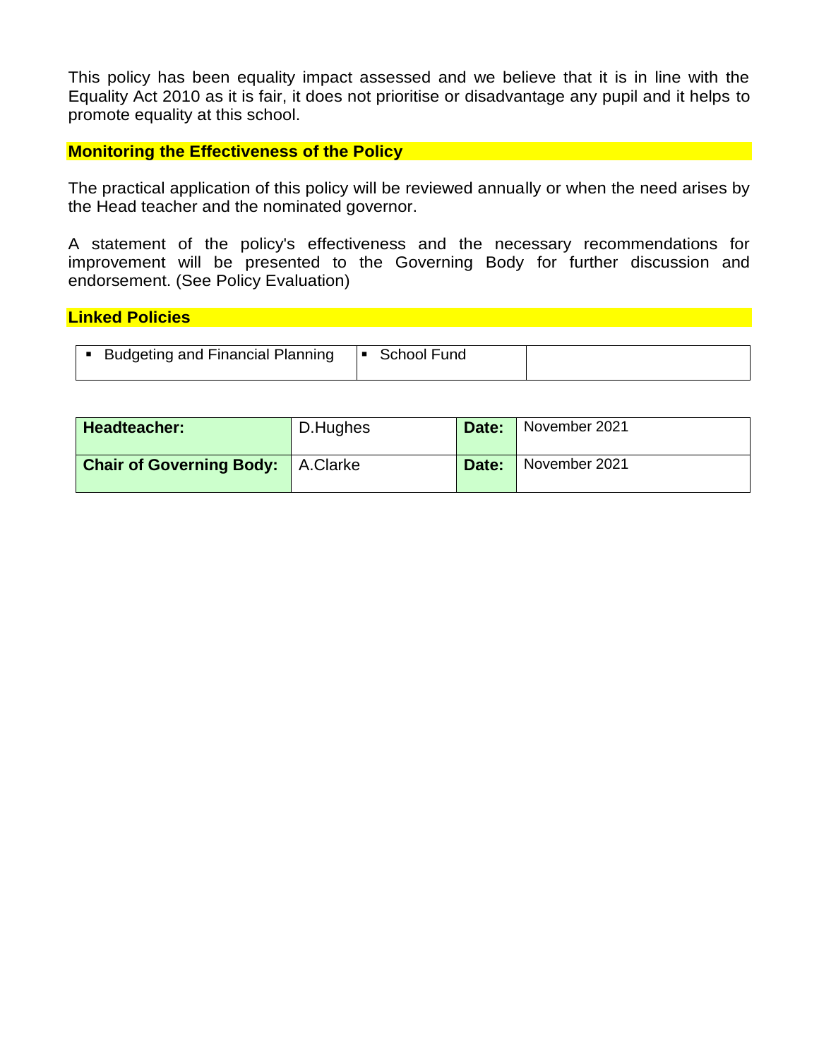This policy has been equality impact assessed and we believe that it is in line with the Equality Act 2010 as it is fair, it does not prioritise or disadvantage any pupil and it helps to promote equality at this school.

## Monitoring the Effectiveness of the Policy

The practical application of this policy will be reviewed annually or when the need arises by the Head teacher and the nominated governor.

A statement of the policy's effectiveness and the necessary recommendations for improvement will be presented to the Governing Body for further discussion and endorsement. (See Policy Evaluation)

## Linked Policies

| | | |
|---|---|---|
| ▪ Budgeting and Financial Planning | ▪ School Fund | |

| | | | |
|---|---|---|---|
| **Headteacher:** | D.Hughes | **Date:** | November 2021 |
| **Chair of Governing Body:** | A.Clarke | **Date:** | November 2021 |